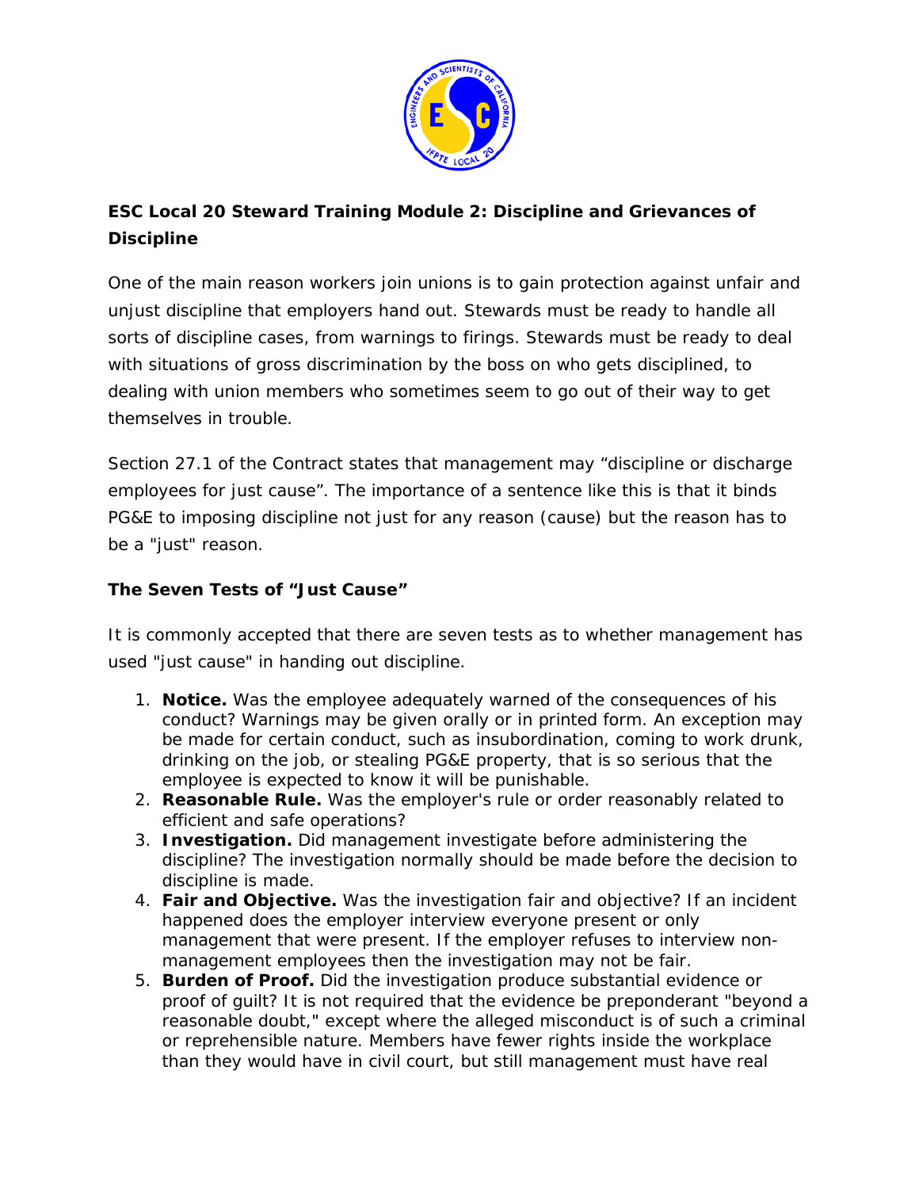**ESC Local 20 Steward Training Module 2: Discipline and Grievances of Discipline**

One of the main reason workers join unions is to gain protection against unfair and unjust discipline that employers hand out. Stewards must be ready to handle all sorts of discipline cases, from warnings to firings. Stewards must be ready to deal with situations of gross discrimination by the boss on who gets disciplined, to dealing with union members who sometimes seem to go out of their way to get themselves in trouble.

Section 27.1 of the Contract states that management may "discipline or discharge employees for just cause". The importance of a sentence like this is that it binds PG&E to imposing discipline not just for any reason (cause) but the reason has to be a "just" reason.

**The Seven Tests of "Just Cause"**

It is commonly accepted that there are seven tests as to whether management has used "just cause" in handing out discipline.

1. **Notice.** Was the employee adequately warned of the consequences of his conduct? Warnings may be given orally or in printed form. An exception may be made for certain conduct, such as insubordination, coming to work drunk, drinking on the job, or stealing PG&E property, that is so serious that the employee is expected to know it will be punishable.
2. **Reasonable Rule.** Was the employer's rule or order reasonably related to efficient and safe operations?
3. **Investigation.** Did management investigate before administering the discipline? The investigation normally should be made before the decision to discipline is made.
4. **Fair and Objective.** Was the investigation fair and objective? If an incident happened does the employer interview everyone present or only management that were present. If the employer refuses to interview non-management employees then the investigation may not be fair.
5. **Burden of Proof.** Did the investigation produce substantial evidence or proof of guilt? It is not required that the evidence be preponderant "beyond a reasonable doubt," except where the alleged misconduct is of such a criminal or reprehensible nature. Members have fewer rights inside the workplace than they would have in civil court, but still management must have real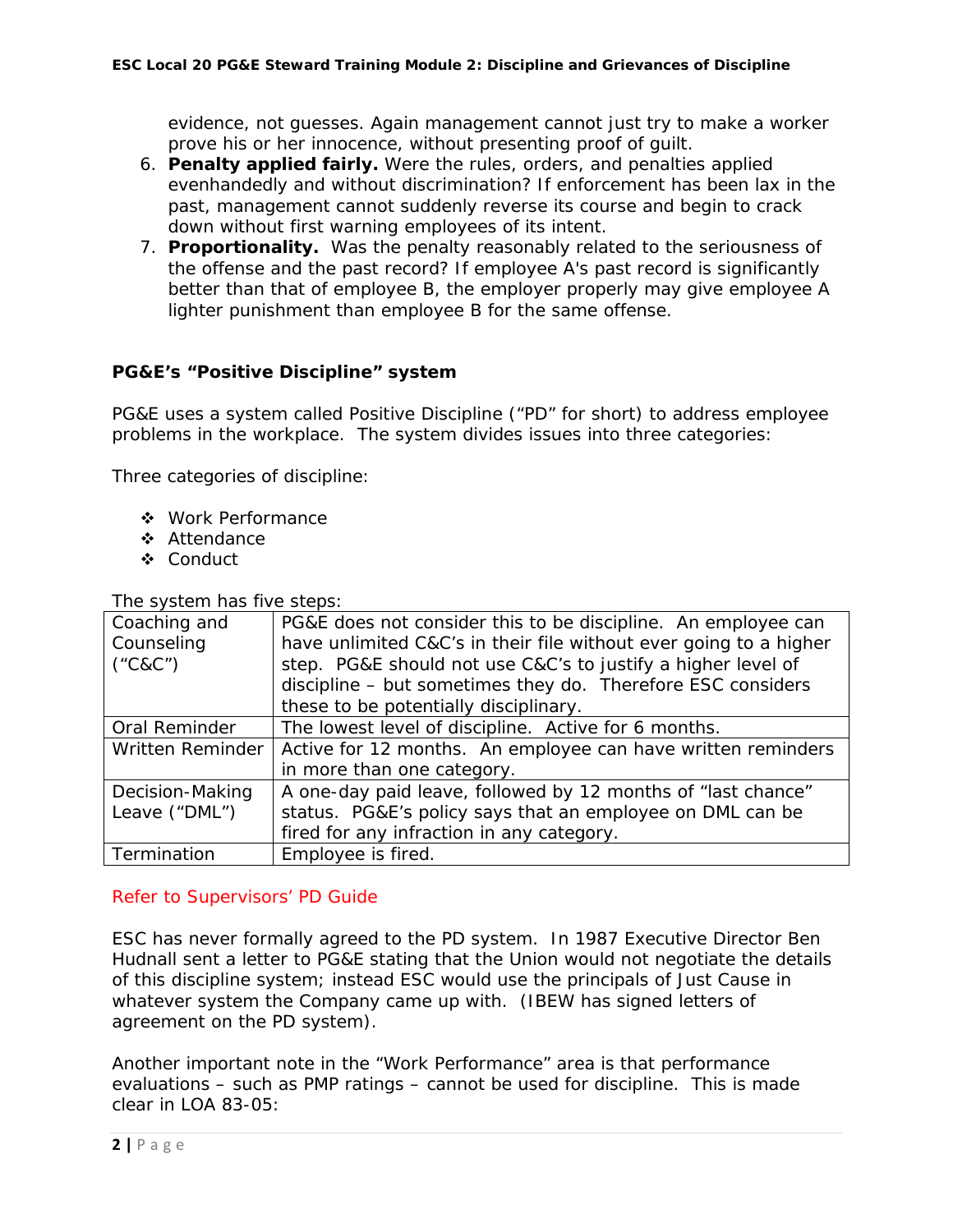evidence, not guesses. Again management cannot just try to make a worker prove his or her innocence, without presenting proof of guilt.

6. **Penalty applied fairly.** Were the rules, orders, and penalties applied evenhandedly and without discrimination? If enforcement has been lax in the past, management cannot suddenly reverse its course and begin to crack down without first warning employees of its intent.
7. **Proportionality.** Was the penalty reasonably related to the seriousness of the offense and the past record? If employee A's past record is significantly better than that of employee B, the employer properly may give employee A lighter punishment than employee B for the same offense.

### PG&E's "Positive Discipline" system

PG&E uses a system called Positive Discipline ("PD" for short) to address employee problems in the workplace. The system divides issues into three categories:

Three categories of discipline:

- Work Performance
- Attendance
- Conduct

The system has five steps:

| Step | Description |
|---|---|
| Coaching and Counseling ("C&C") | PG&E does not consider this to be discipline. An employee can have unlimited C&C's in their file without ever going to a higher step. PG&E should not use C&C's to justify a higher level of discipline – but sometimes they do. Therefore ESC considers these to be potentially disciplinary. |
| Oral Reminder | The lowest level of discipline. Active for 6 months. |
| Written Reminder | Active for 12 months. An employee can have written reminders in more than one category. |
| Decision-Making Leave ("DML") | A one-day paid leave, followed by 12 months of "last chance" status. PG&E's policy says that an employee on DML can be fired for any infraction in any category. |
| Termination | Employee is fired. |

Refer to Supervisors' PD Guide

ESC has never formally agreed to the PD system. In 1987 Executive Director Ben Hudnall sent a letter to PG&E stating that the Union would not negotiate the details of this discipline system; instead ESC would use the principals of Just Cause in whatever system the Company came up with. (IBEW has signed letters of agreement on the PD system).

Another important note in the "Work Performance" area is that performance evaluations – such as PMP ratings – cannot be used for discipline. This is made clear in LOA 83-05: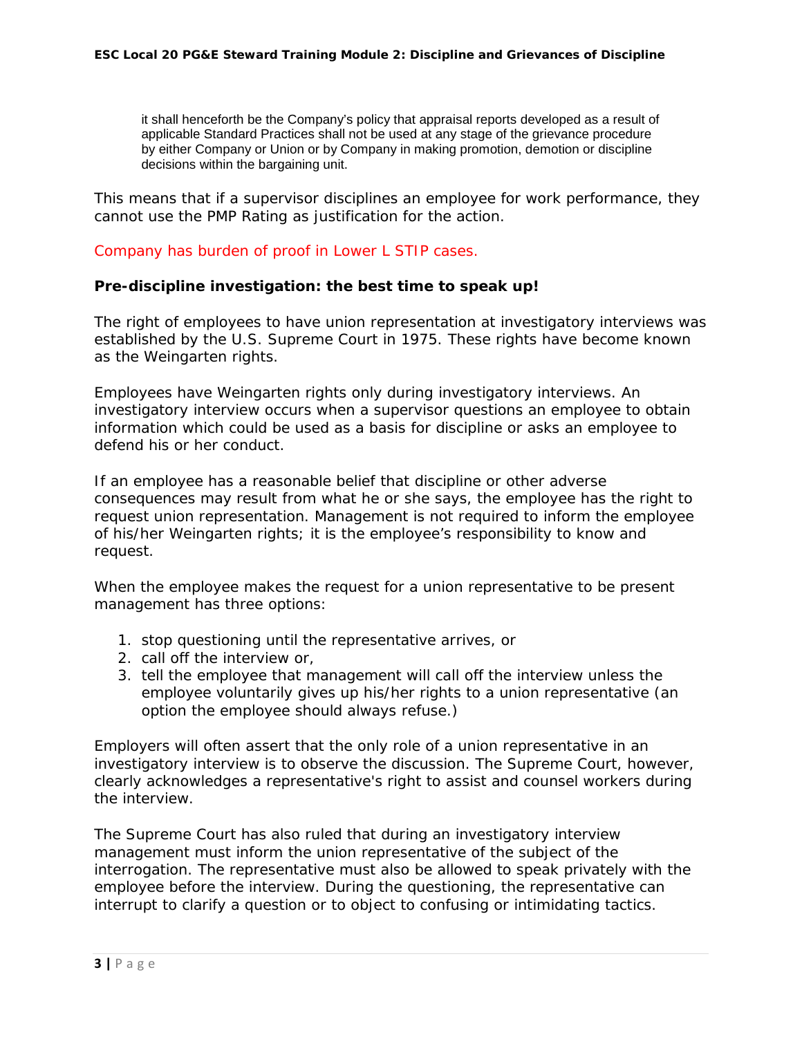> it shall henceforth be the Company's policy that appraisal reports developed as a result of applicable Standard Practices shall not be used at any stage of the grievance procedure by either Company or Union or by Company in making promotion, demotion or discipline decisions within the bargaining unit.

This means that if a supervisor disciplines an employee for work performance, they cannot use the PMP Rating as justification for the action.

Company has burden of proof in Lower L STIP cases.

**Pre-discipline investigation: the best time to speak up!**

The right of employees to have union representation at investigatory interviews was established by the U.S. Supreme Court in 1975. These rights have become known as the Weingarten rights.

Employees have Weingarten rights only during investigatory interviews. An investigatory interview occurs when a supervisor questions an employee to obtain information which could be used as a basis for discipline or asks an employee to defend his or her conduct.

If an employee has a reasonable belief that discipline or other adverse consequences may result from what he or she says, the employee has the right to request union representation. Management is not required to inform the employee of his/her Weingarten rights; it is the employee's responsibility to know and request.

When the employee makes the request for a union representative to be present management has three options:

1. stop questioning until the representative arrives, or
2. call off the interview or,
3. tell the employee that management will call off the interview unless the employee voluntarily gives up his/her rights to a union representative (an option the employee should always refuse.)

Employers will often assert that the only role of a union representative in an investigatory interview is to observe the discussion. The Supreme Court, however, clearly acknowledges a representative's right to assist and counsel workers during the interview.

The Supreme Court has also ruled that during an investigatory interview management must inform the union representative of the subject of the interrogation. The representative must also be allowed to speak privately with the employee before the interview. During the questioning, the representative can interrupt to clarify a question or to object to confusing or intimidating tactics.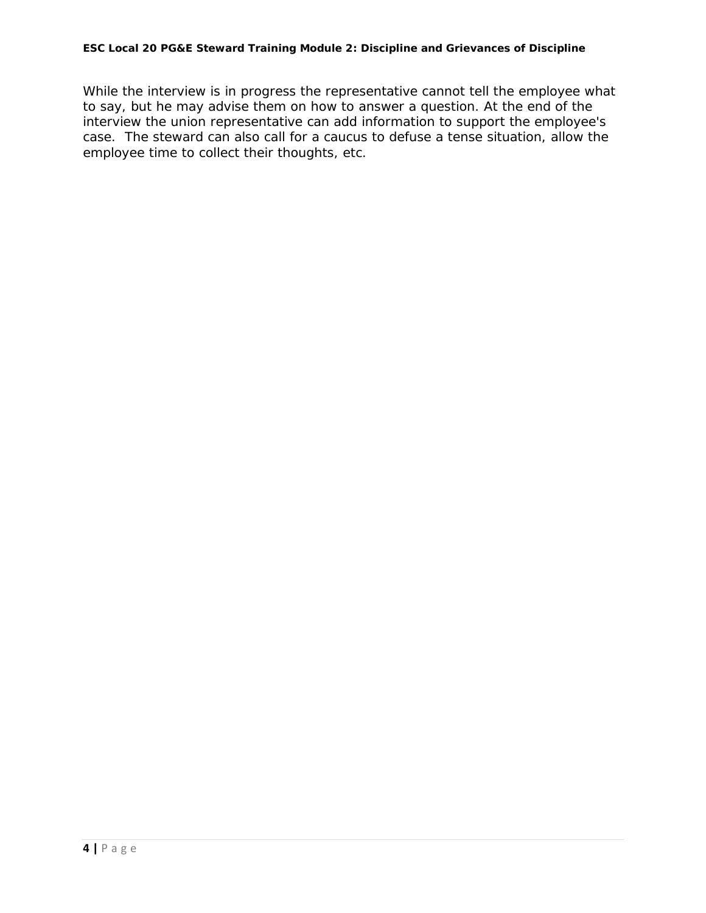While the interview is in progress the representative cannot tell the employee what to say, but he may advise them on how to answer a question. At the end of the interview the union representative can add information to support the employee's case. The steward can also call for a caucus to defuse a tense situation, allow the employee time to collect their thoughts, etc.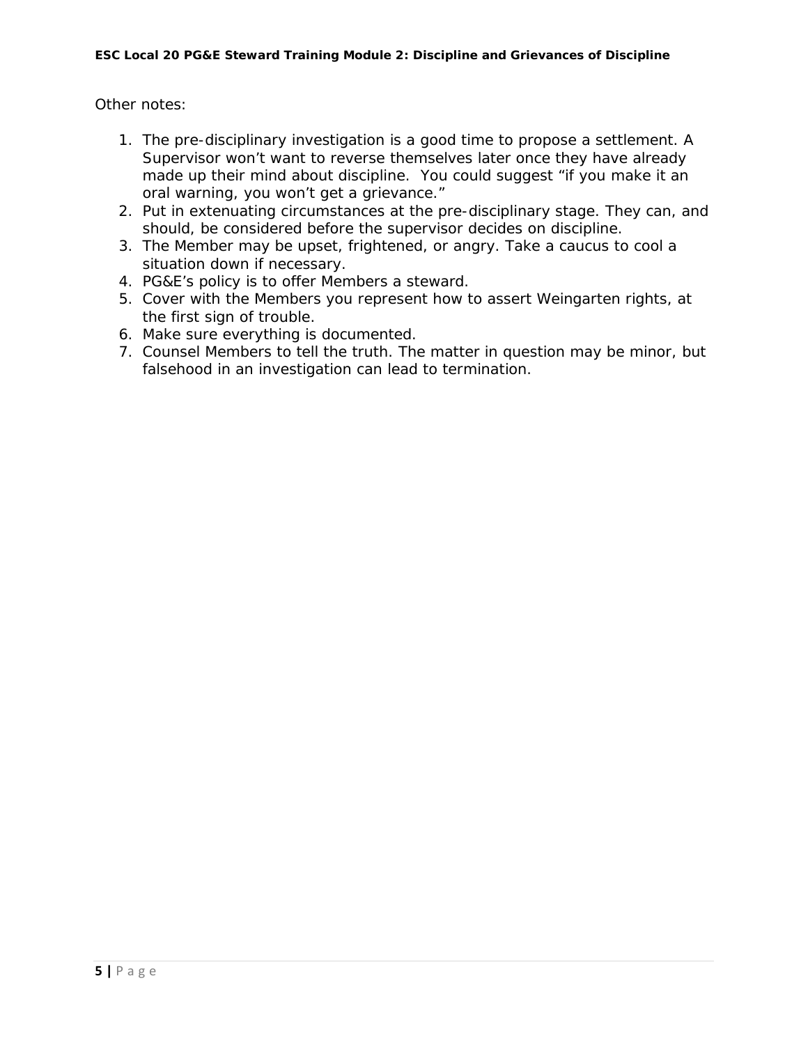Other notes:

1. The pre-disciplinary investigation is a good time to propose a settlement. A Supervisor won't want to reverse themselves later once they have already made up their mind about discipline.  You could suggest "if you make it an oral warning, you won't get a grievance."
2. Put in extenuating circumstances at the pre-disciplinary stage. They can, and should, be considered before the supervisor decides on discipline.
3. The Member may be upset, frightened, or angry. Take a caucus to cool a situation down if necessary.
4. PG&E's policy is to offer Members a steward.
5. Cover with the Members you represent how to assert Weingarten rights, at the first sign of trouble.
6. Make sure everything is documented.
7. Counsel Members to tell the truth. The matter in question may be minor, but falsehood in an investigation can lead to termination.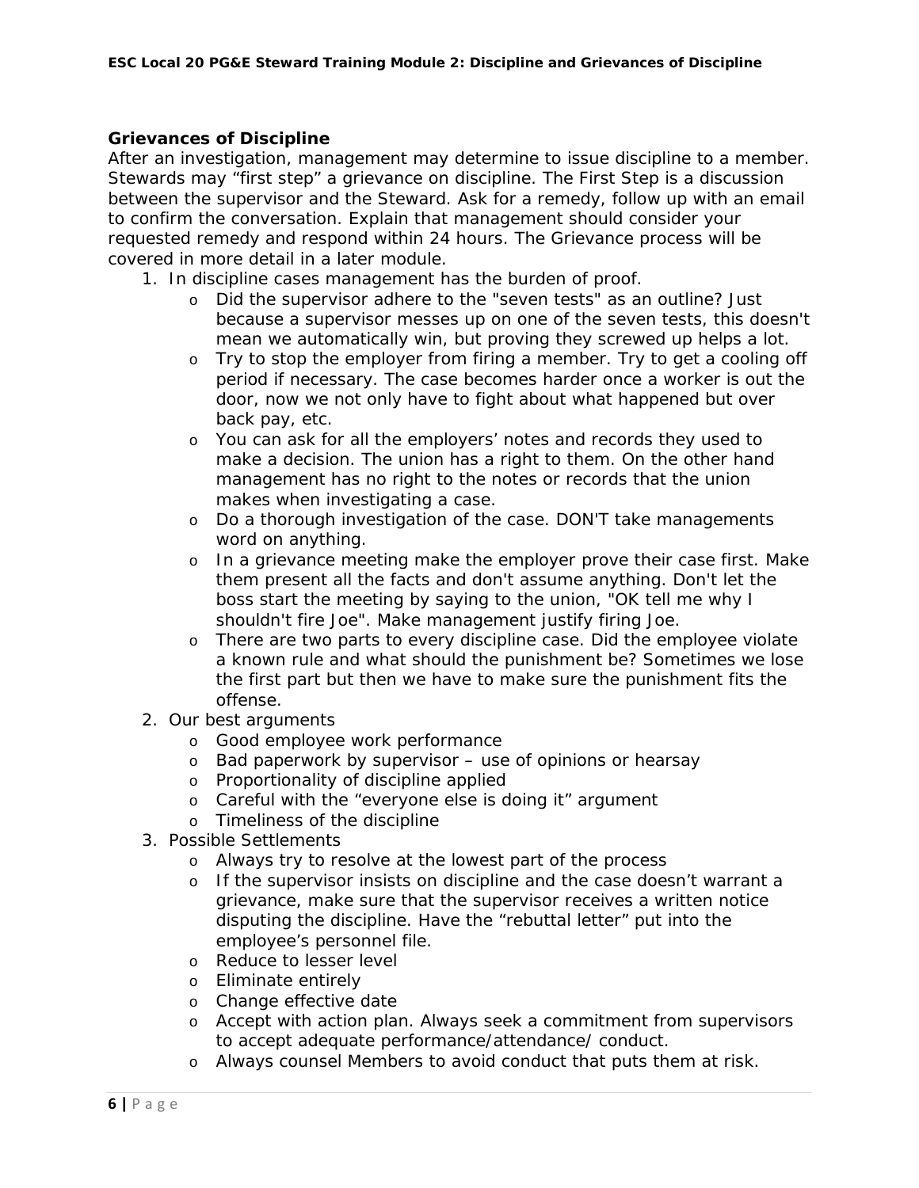## Grievances of Discipline

After an investigation, management may determine to issue discipline to a member. Stewards may "first step" a grievance on discipline. The First Step is a discussion between the supervisor and the Steward. Ask for a remedy, follow up with an email to confirm the conversation. Explain that management should consider your requested remedy and respond within 24 hours. The Grievance process will be covered in more detail in a later module.

1. In discipline cases management has the burden of proof.
   - Did the supervisor adhere to the "seven tests" as an outline? Just because a supervisor messes up on one of the seven tests, this doesn't mean we automatically win, but proving they screwed up helps a lot.
   - Try to stop the employer from firing a member. Try to get a cooling off period if necessary. The case becomes harder once a worker is out the door, now we not only have to fight about what happened but over back pay, etc.
   - You can ask for all the employers' notes and records they used to make a decision. The union has a right to them. On the other hand management has no right to the notes or records that the union makes when investigating a case.
   - Do a thorough investigation of the case. DON'T take managements word on anything.
   - In a grievance meeting make the employer prove their case first. Make them present all the facts and don't assume anything. Don't let the boss start the meeting by saying to the union, "OK tell me why I shouldn't fire Joe". Make management justify firing Joe.
   - There are two parts to every discipline case. Did the employee violate a known rule and what should the punishment be? Sometimes we lose the first part but then we have to make sure the punishment fits the offense.
2. Our best arguments
   - Good employee work performance
   - Bad paperwork by supervisor – use of opinions or hearsay
   - Proportionality of discipline applied
   - Careful with the "everyone else is doing it" argument
   - Timeliness of the discipline
3. Possible Settlements
   - Always try to resolve at the lowest part of the process
   - If the supervisor insists on discipline and the case doesn't warrant a grievance, make sure that the supervisor receives a written notice disputing the discipline. Have the "rebuttal letter" put into the employee's personnel file.
   - Reduce to lesser level
   - Eliminate entirely
   - Change effective date
   - Accept with action plan. Always seek a commitment from supervisors to accept adequate performance/attendance/ conduct.
   - Always counsel Members to avoid conduct that puts them at risk.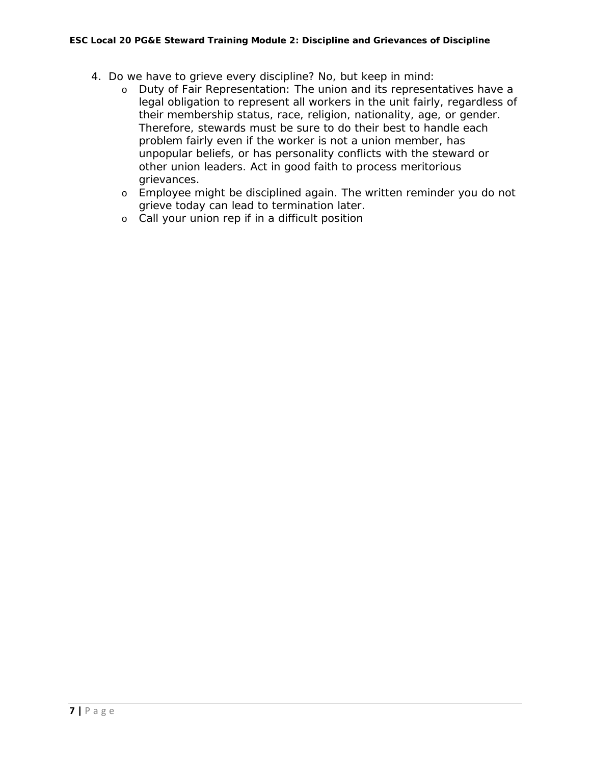4. Do we have to grieve every discipline? No, but keep in mind:
   - Duty of Fair Representation: The union and its representatives have a legal obligation to represent all workers in the unit fairly, regardless of their membership status, race, religion, nationality, age, or gender. Therefore, stewards must be sure to do their best to handle each problem fairly even if the worker is not a union member, has unpopular beliefs, or has personality conflicts with the steward or other union leaders. Act in good faith to process meritorious grievances.
   - Employee might be disciplined again. The written reminder you do not grieve today can lead to termination later.
   - Call your union rep if in a difficult position